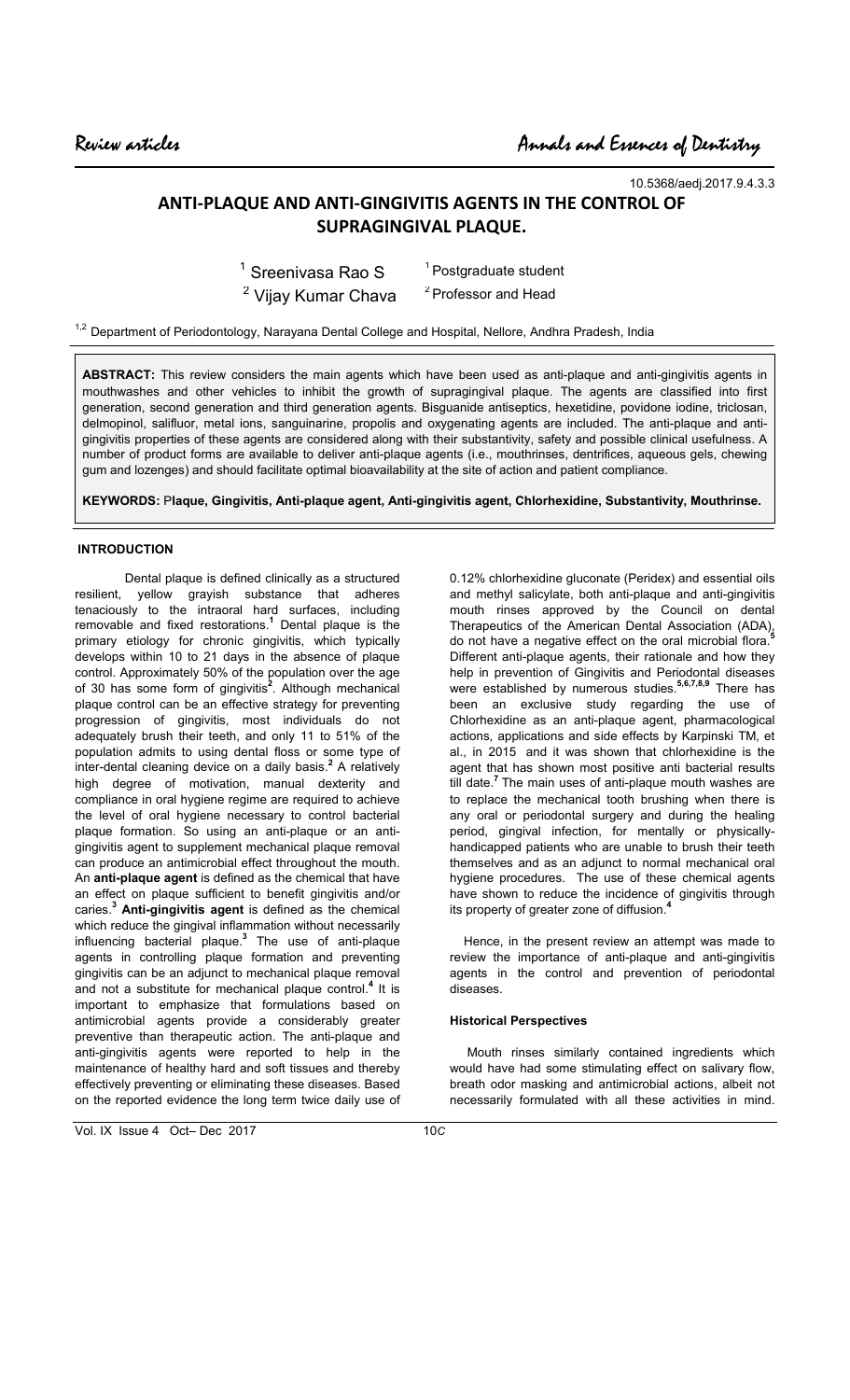Review articles

10.5368/aedj.2017.9.4.3.3

# ANTI-PLAQUE AND ANTI-GINGIVITIS AGENTS IN THE CONTROL OF SUPRAGINGIVAL PLAQUE.

[1] Sreenivasa Rao S — [1] Postgraduate student

[2] Vijay Kumar Chava — [2] Professor and Head

[1,2] Department of Periodontology, Narayana Dental College and Hospital, Nellore, Andhra Pradesh, India

**ABSTRACT:** This review considers the main agents which have been used as anti-plaque and anti-gingivitis agents in mouthwashes and other vehicles to inhibit the growth of supragingival plaque. The agents are classified into first generation, second generation and third generation agents. Bisguanide antiseptics, hexetidine, povidone iodine, triclosan, delmopinol, salifluor, metal ions, sanguinarine, propolis and oxygenating agents are included. The anti-plaque and anti-gingivitis properties of these agents are considered along with their substantivity, safety and possible clinical usefulness. A number of product forms are available to deliver anti-plaque agents (i.e., mouthrinses, dentrifices, aqueous gels, chewing gum and lozenges) and should facilitate optimal bioavailability at the site of action and patient compliance.

**KEYWORDS:** **Plaque, Gingivitis, Anti-plaque agent, Anti-gingivitis agent, Chlorhexidine, Substantivity, Mouthrinse.**

## INTRODUCTION

Dental plaque is defined clinically as a structured resilient, yellow grayish substance that adheres tenaciously to the intraoral hard surfaces, including removable and fixed restorations.[1] Dental plaque is the primary etiology for chronic gingivitis, which typically develops within 10 to 21 days in the absence of plaque control. Approximately 50% of the population over the age of 30 has some form of gingivitis[2]. Although mechanical plaque control can be an effective strategy for preventing progression of gingivitis, most individuals do not adequately brush their teeth, and only 11 to 51% of the population admits to using dental floss or some type of inter-dental cleaning device on a daily basis.[2] A relatively high degree of motivation, manual dexterity and compliance in oral hygiene regime are required to achieve the level of oral hygiene necessary to control bacterial plaque formation. So using an anti-plaque or an anti-gingivitis agent to supplement mechanical plaque removal can produce an antimicrobial effect throughout the mouth. An **anti-plaque agent** is defined as the chemical that have an effect on plaque sufficient to benefit gingivitis and/or caries.[3] **Anti-gingivitis agent** is defined as the chemical which reduce the gingival inflammation without necessarily influencing bacterial plaque.[3] The use of anti-plaque agents in controlling plaque formation and preventing gingivitis can be an adjunct to mechanical plaque removal and not a substitute for mechanical plaque control.[4] It is important to emphasize that formulations based on antimicrobial agents provide a considerably greater preventive than therapeutic action. The anti-plaque and anti-gingivitis agents were reported to help in the maintenance of healthy hard and soft tissues and thereby effectively preventing or eliminating these diseases. Based on the reported evidence the long term twice daily use of 0.12% chlorhexidine gluconate (Peridex) and essential oils and methyl salicylate, both anti-plaque and anti-gingivitis mouth rinses approved by the Council on dental Therapeutics of the American Dental Association (ADA), do not have a negative effect on the oral microbial flora.[5] Different anti-plaque agents, their rationale and how they help in prevention of Gingivitis and Periodontal diseases were established by numerous studies.[5,6,7,8,9] There has been an exclusive study regarding the use of Chlorhexidine as an anti-plaque agent, pharmacological actions, applications and side effects by Karpinski TM, et al., in 2015 and it was shown that chlorhexidine is the agent that has shown most positive anti bacterial results till date.[7] The main uses of anti-plaque mouth washes are to replace the mechanical tooth brushing when there is any oral or periodontal surgery and during the healing period, gingival infection, for mentally or physically-handicapped patients who are unable to brush their teeth themselves and as an adjunct to normal mechanical oral hygiene procedures. The use of these chemical agents have shown to reduce the incidence of gingivitis through its property of greater zone of diffusion.[4]

Hence, in the present review an attempt was made to review the importance of anti-plaque and anti-gingivitis agents in the control and prevention of periodontal diseases.

### Historical Perspectives

Mouth rinses similarly contained ingredients which would have had some stimulating effect on salivary flow, breath odor masking and antimicrobial actions, albeit not necessarily formulated with all these activities in mind.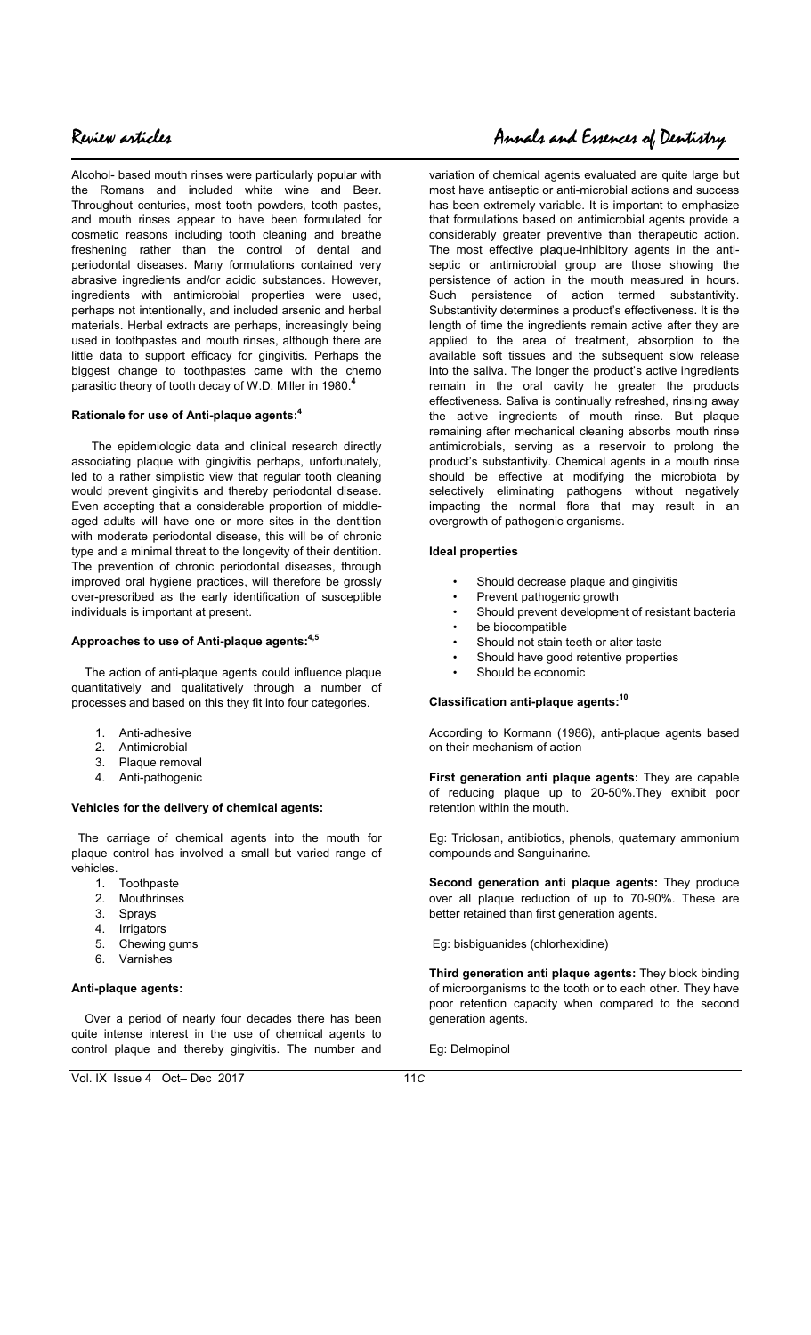Alcohol- based mouth rinses were particularly popular with the Romans and included white wine and Beer. Throughout centuries, most tooth powders, tooth pastes, and mouth rinses appear to have been formulated for cosmetic reasons including tooth cleaning and breathe freshening rather than the control of dental and periodontal diseases. Many formulations contained very abrasive ingredients and/or acidic substances. However, ingredients with antimicrobial properties were used, perhaps not intentionally, and included arsenic and herbal materials. Herbal extracts are perhaps, increasingly being used in toothpastes and mouth rinses, although there are little data to support efficacy for gingivitis. Perhaps the biggest change to toothpastes came with the chemo parasitic theory of tooth decay of W.D. Miller in 1980.[4]

**Rationale for use of Anti-plaque agents:[4]**

The epidemiologic data and clinical research directly associating plaque with gingivitis perhaps, unfortunately, led to a rather simplistic view that regular tooth cleaning would prevent gingivitis and thereby periodontal disease. Even accepting that a considerable proportion of middle-aged adults will have one or more sites in the dentition with moderate periodontal disease, this will be of chronic type and a minimal threat to the longevity of their dentition. The prevention of chronic periodontal diseases, through improved oral hygiene practices, will therefore be grossly over-prescribed as the early identification of susceptible individuals is important at present.

**Approaches to use of Anti-plaque agents:[4,5]**

The action of anti-plaque agents could influence plaque quantitatively and qualitatively through a number of processes and based on this they fit into four categories.

1. Anti-adhesive
2. Antimicrobial
3. Plaque removal
4. Anti-pathogenic

**Vehicles for the delivery of chemical agents:**

The carriage of chemical agents into the mouth for plaque control has involved a small but varied range of vehicles.

1. Toothpaste
2. Mouthrinses
3. Sprays
4. Irrigators
5. Chewing gums
6. Varnishes

**Anti-plaque agents:**

Over a period of nearly four decades there has been quite intense interest in the use of chemical agents to control plaque and thereby gingivitis. The number and variation of chemical agents evaluated are quite large but most have antiseptic or anti-microbial actions and success has been extremely variable. It is important to emphasize that formulations based on antimicrobial agents provide a considerably greater preventive than therapeutic action. The most effective plaque-inhibitory agents in the anti-septic or antimicrobial group are those showing the persistence of action in the mouth measured in hours. Such persistence of action termed substantivity. Substantivity determines a product's effectiveness. It is the length of time the ingredients remain active after they are applied to the area of treatment, absorption to the available soft tissues and the subsequent slow release into the saliva. The longer the product's active ingredients remain in the oral cavity he greater the products effectiveness. Saliva is continually refreshed, rinsing away the active ingredients of mouth rinse. But plaque remaining after mechanical cleaning absorbs mouth rinse antimicrobials, serving as a reservoir to prolong the product's substantivity. Chemical agents in a mouth rinse should be effective at modifying the microbiota by selectively eliminating pathogens without negatively impacting the normal flora that may result in an overgrowth of pathogenic organisms.

**Ideal properties**

- Should decrease plaque and gingivitis
- Prevent pathogenic growth
- Should prevent development of resistant bacteria
- be biocompatible
- Should not stain teeth or alter taste
- Should have good retentive properties
- Should be economic

**Classification anti-plaque agents:[10]**

According to Kormann (1986), anti-plaque agents based on their mechanism of action

**First generation anti plaque agents:** They are capable of reducing plaque up to 20-50%.They exhibit poor retention within the mouth.

Eg: Triclosan, antibiotics, phenols, quaternary ammonium compounds and Sanguinarine.

**Second generation anti plaque agents:** They produce over all plaque reduction of up to 70-90%. These are better retained than first generation agents.

Eg: bisbiguanides (chlorhexidine)

**Third generation anti plaque agents:** They block binding of microorganisms to the tooth or to each other. They have poor retention capacity when compared to the second generation agents.

Eg: Delmopinol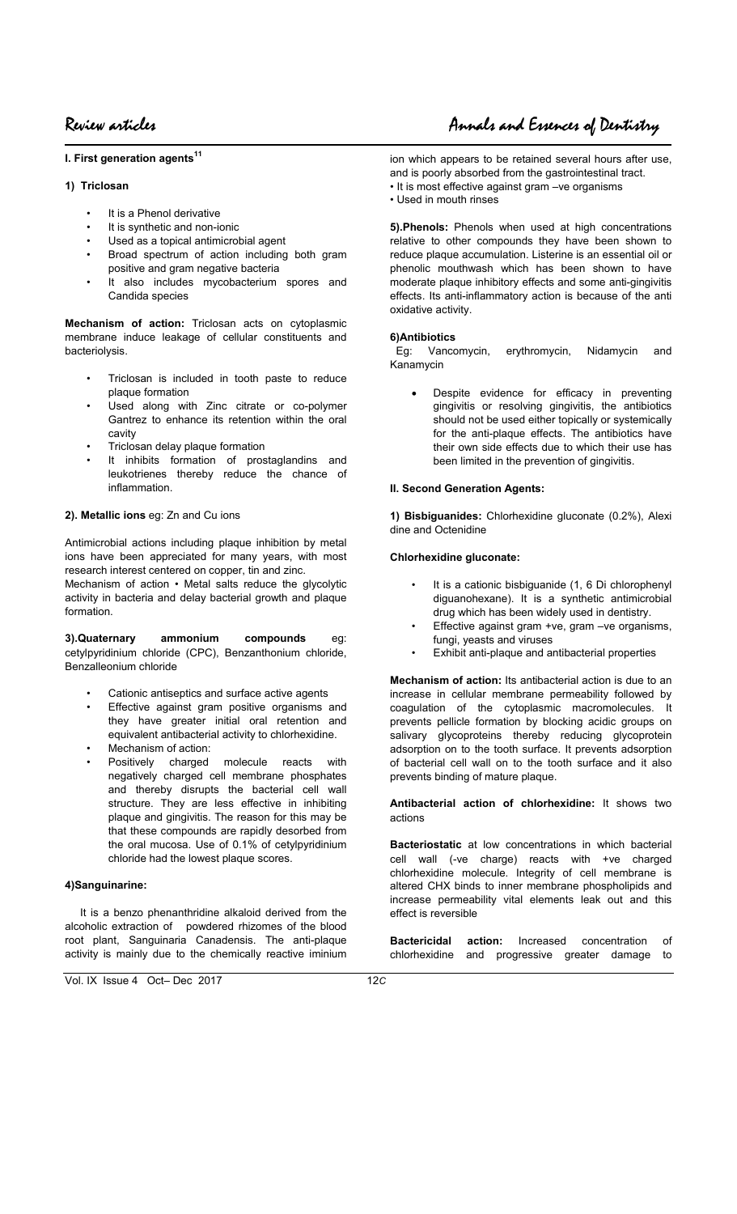### I. First generation agents[11]

#### 1) Triclosan

- It is a Phenol derivative
- It is synthetic and non-ionic
- Used as a topical antimicrobial agent
- Broad spectrum of action including both gram positive and gram negative bacteria
- It also includes mycobacterium spores and Candida species

**Mechanism of action:** Triclosan acts on cytoplasmic membrane induce leakage of cellular constituents and bacteriolysis.

- Triclosan is included in tooth paste to reduce plaque formation
- Used along with Zinc citrate or co-polymer Gantrez to enhance its retention within the oral cavity
- Triclosan delay plaque formation
- It inhibits formation of prostaglandins and leukotrienes thereby reduce the chance of inflammation.

#### 2). Metallic ions eg: Zn and Cu ions

Antimicrobial actions including plaque inhibition by metal ions have been appreciated for many years, with most research interest centered on copper, tin and zinc.

Mechanism of action • Metal salts reduce the glycolytic activity in bacteria and delay bacterial growth and plaque formation.

#### 3).Quaternary ammonium compounds eg: cetylpyridinium chloride (CPC), Benzanthonium chloride, Benzalleonium chloride

- Cationic antiseptics and surface active agents
- Effective against gram positive organisms and they have greater initial oral retention and equivalent antibacterial activity to chlorhexidine.
- Mechanism of action:
- Positively charged molecule reacts with negatively charged cell membrane phosphates and thereby disrupts the bacterial cell wall structure. They are less effective in inhibiting plaque and gingivitis. The reason for this may be that these compounds are rapidly desorbed from the oral mucosa. Use of 0.1% of cetylpyridinium chloride had the lowest plaque scores.

#### 4)Sanguinarine:

It is a benzo phenanthridine alkaloid derived from the alcoholic extraction of powdered rhizomes of the blood root plant, Sanguinaria Canadensis. The anti-plaque activity is mainly due to the chemically reactive iminium ion which appears to be retained several hours after use, and is poorly absorbed from the gastrointestinal tract.

- It is most effective against gram –ve organisms
- Used in mouth rinses

**5).Phenols:** Phenols when used at high concentrations relative to other compounds they have been shown to reduce plaque accumulation. Listerine is an essential oil or phenolic mouthwash which has been shown to have moderate plaque inhibitory effects and some anti-gingivitis effects. Its anti-inflammatory action is because of the anti oxidative activity.

#### 6)Antibiotics

Eg: Vancomycin, erythromycin, Nidamycin and Kanamycin

- Despite evidence for efficacy in preventing gingivitis or resolving gingivitis, the antibiotics should not be used either topically or systemically for the anti-plaque effects. The antibiotics have their own side effects due to which their use has been limited in the prevention of gingivitis.

### II. Second Generation Agents:

**1) Bisbiguanides:** Chlorhexidine gluconate (0.2%), Alexi dine and Octenidine

**Chlorhexidine gluconate:**

- It is a cationic bisbiguanide (1, 6 Di chlorophenyl diguanohexane). It is a synthetic antimicrobial drug which has been widely used in dentistry.
- Effective against gram +ve, gram –ve organisms, fungi, yeasts and viruses
- Exhibit anti-plaque and antibacterial properties

**Mechanism of action:** Its antibacterial action is due to an increase in cellular membrane permeability followed by coagulation of the cytoplasmic macromolecules. It prevents pellicle formation by blocking acidic groups on salivary glycoproteins thereby reducing glycoprotein adsorption on to the tooth surface. It prevents adsorption of bacterial cell wall on to the tooth surface and it also prevents binding of mature plaque.

**Antibacterial action of chlorhexidine:** It shows two actions

**Bacteriostatic** at low concentrations in which bacterial cell wall (-ve charge) reacts with +ve charged chlorhexidine molecule. Integrity of cell membrane is altered CHX binds to inner membrane phospholipids and increase permeability vital elements leak out and this effect is reversible

**Bactericidal action:** Increased concentration of chlorhexidine and progressive greater damage to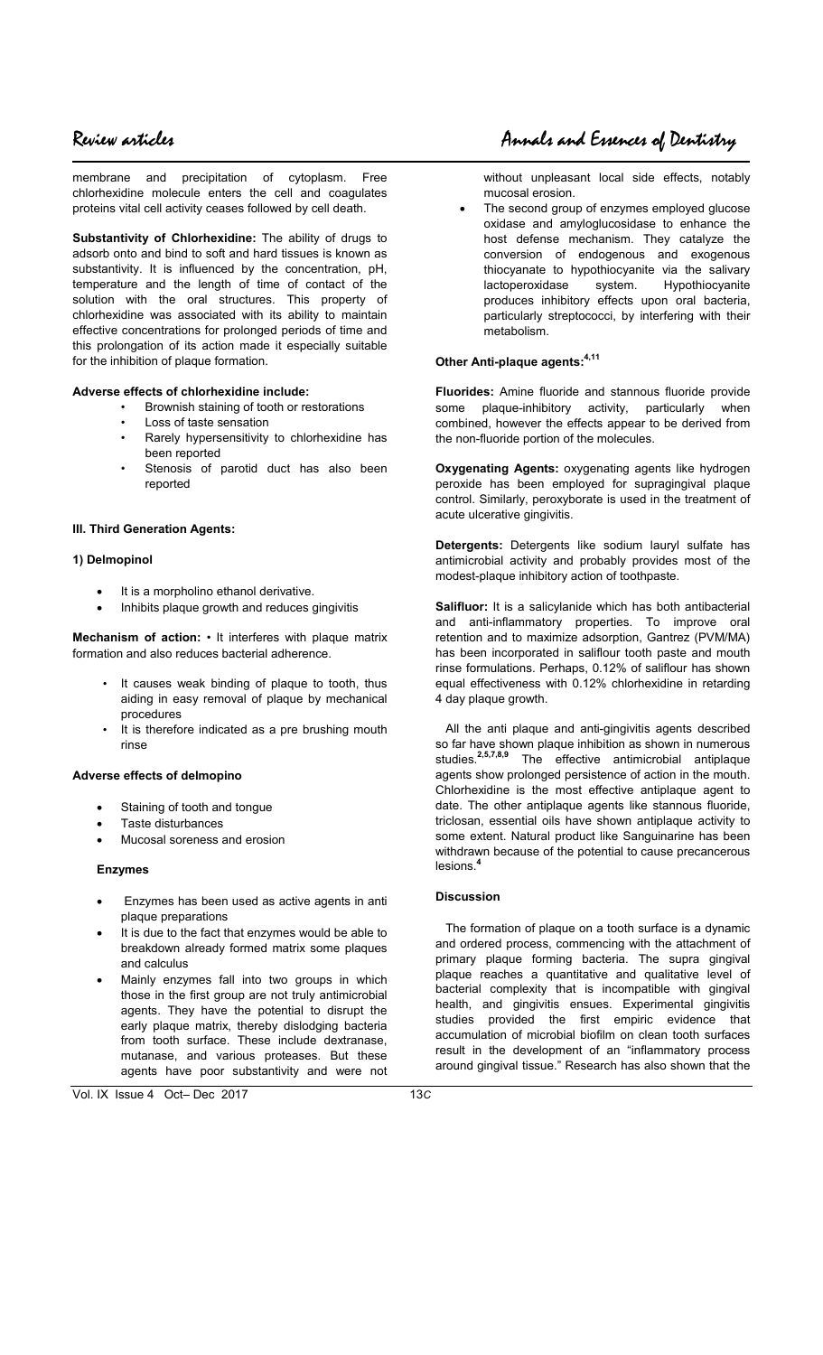membrane and precipitation of cytoplasm. Free chlorhexidine molecule enters the cell and coagulates proteins vital cell activity ceases followed by cell death.

**Substantivity of Chlorhexidine:** The ability of drugs to adsorb onto and bind to soft and hard tissues is known as substantivity. It is influenced by the concentration, pH, temperature and the length of time of contact of the solution with the oral structures. This property of chlorhexidine was associated with its ability to maintain effective concentrations for prolonged periods of time and this prolongation of its action made it especially suitable for the inhibition of plaque formation.

**Adverse effects of chlorhexidine include:**

- Brownish staining of tooth or restorations
- Loss of taste sensation
- Rarely hypersensitivity to chlorhexidine has been reported
- Stenosis of parotid duct has also been reported

**III. Third Generation Agents:**

**1) Delmopinol**

- It is a morpholino ethanol derivative.
- Inhibits plaque growth and reduces gingivitis

**Mechanism of action:** • It interferes with plaque matrix formation and also reduces bacterial adherence.

- It causes weak binding of plaque to tooth, thus aiding in easy removal of plaque by mechanical procedures
- It is therefore indicated as a pre brushing mouth rinse

**Adverse effects of delmopino**

- Staining of tooth and tongue
- Taste disturbances
- Mucosal soreness and erosion

**Enzymes**

- Enzymes has been used as active agents in anti plaque preparations
- It is due to the fact that enzymes would be able to breakdown already formed matrix some plaques and calculus
- Mainly enzymes fall into two groups in which those in the first group are not truly antimicrobial agents. They have the potential to disrupt the early plaque matrix, thereby dislodging bacteria from tooth surface. These include dextranase, mutanase, and various proteases. But these agents have poor substantivity and were not without unpleasant local side effects, notably mucosal erosion.
- The second group of enzymes employed glucose oxidase and amyloglucosidase to enhance the host defense mechanism. They catalyze the conversion of endogenous and exogenous thiocyanate to hypothiocyanite via the salivary lactoperoxidase system. Hypothiocyanite produces inhibitory effects upon oral bacteria, particularly streptococci, by interfering with their metabolism.

**Other Anti-plaque agents:[4,11]**

**Fluorides:** Amine fluoride and stannous fluoride provide some plaque-inhibitory activity, particularly when combined, however the effects appear to be derived from the non-fluoride portion of the molecules.

**Oxygenating Agents:** oxygenating agents like hydrogen peroxide has been employed for supragingival plaque control. Similarly, peroxyborate is used in the treatment of acute ulcerative gingivitis.

**Detergents:** Detergents like sodium lauryl sulfate has antimicrobial activity and probably provides most of the modest-plaque inhibitory action of toothpaste.

**Salifluor:** It is a salicylanide which has both antibacterial and anti-inflammatory properties. To improve oral retention and to maximize adsorption, Gantrez (PVM/MA) has been incorporated in saliflour tooth paste and mouth rinse formulations. Perhaps, 0.12% of saliflour has shown equal effectiveness with 0.12% chlorhexidine in retarding 4 day plaque growth.

All the anti plaque and anti-gingivitis agents described so far have shown plaque inhibition as shown in numerous studies.[2,5,7,8,9] The effective antimicrobial antiplaque agents show prolonged persistence of action in the mouth. Chlorhexidine is the most effective antiplaque agent to date. The other antiplaque agents like stannous fluoride, triclosan, essential oils have shown antiplaque activity to some extent. Natural product like Sanguinarine has been withdrawn because of the potential to cause precancerous lesions.[4]

**Discussion**

The formation of plaque on a tooth surface is a dynamic and ordered process, commencing with the attachment of primary plaque forming bacteria. The supra gingival plaque reaches a quantitative and qualitative level of bacterial complexity that is incompatible with gingival health, and gingivitis ensues. Experimental gingivitis studies provided the first empiric evidence that accumulation of microbial biofilm on clean tooth surfaces result in the development of an "inflammatory process around gingival tissue." Research has also shown that the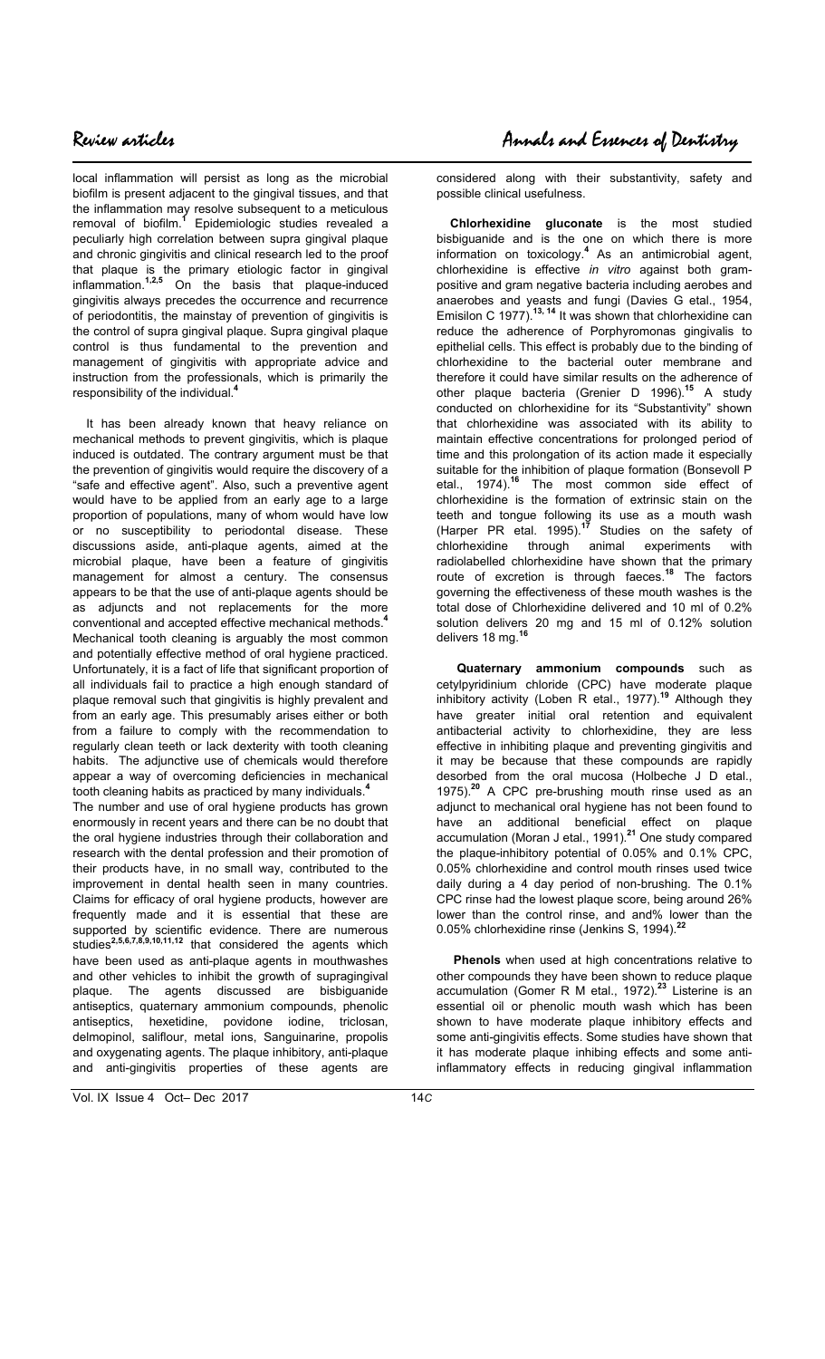local inflammation will persist as long as the microbial biofilm is present adjacent to the gingival tissues, and that the inflammation may resolve subsequent to a meticulous removal of biofilm.[1] Epidemiologic studies revealed a peculiarly high correlation between supra gingival plaque and chronic gingivitis and clinical research led to the proof that plaque is the primary etiologic factor in gingival inflammation.[1,2,5] On the basis that plaque-induced gingivitis always precedes the occurrence and recurrence of periodontitis, the mainstay of prevention of gingivitis is the control of supra gingival plaque. Supra gingival plaque control is thus fundamental to the prevention and management of gingivitis with appropriate advice and instruction from the professionals, which is primarily the responsibility of the individual.[4]

It has been already known that heavy reliance on mechanical methods to prevent gingivitis, which is plaque induced is outdated. The contrary argument must be that the prevention of gingivitis would require the discovery of a "safe and effective agent". Also, such a preventive agent would have to be applied from an early age to a large proportion of populations, many of whom would have low or no susceptibility to periodontal disease. These discussions aside, anti-plaque agents, aimed at the microbial plaque, have been a feature of gingivitis management for almost a century. The consensus appears to be that the use of anti-plaque agents should be as adjuncts and not replacements for the more conventional and accepted effective mechanical methods.[4] Mechanical tooth cleaning is arguably the most common and potentially effective method of oral hygiene practiced. Unfortunately, it is a fact of life that significant proportion of all individuals fail to practice a high enough standard of plaque removal such that gingivitis is highly prevalent and from an early age. This presumably arises either or both from a failure to comply with the recommendation to regularly clean teeth or lack dexterity with tooth cleaning habits. The adjunctive use of chemicals would therefore appear a way of overcoming deficiencies in mechanical tooth cleaning habits as practiced by many individuals.[4]
The number and use of oral hygiene products has grown enormously in recent years and there can be no doubt that the oral hygiene industries through their collaboration and research with the dental profession and their promotion of their products have, in no small way, contributed to the improvement in dental health seen in many countries. Claims for efficacy of oral hygiene products, however are frequently made and it is essential that these are supported by scientific evidence. There are numerous studies[2,5,6,7,8,9,10,11,12] that considered the agents which have been used as anti-plaque agents in mouthwashes and other vehicles to inhibit the growth of supragingival plaque. The agents discussed are bisbiguanide antiseptics, quaternary ammonium compounds, phenolic antiseptics, hexetidine, povidone iodine, triclosan, delmopinol, saliflour, metal ions, Sanguinarine, propolis and oxygenating agents. The plaque inhibitory, anti-plaque and anti-gingivitis properties of these agents are considered along with their substantivity, safety and possible clinical usefulness.

**Chlorhexidine gluconate** is the most studied bisbiguanide and is the one on which there is more information on toxicology.[4] As an antimicrobial agent, chlorhexidine is effective *in vitro* against both gram-positive and gram negative bacteria including aerobes and anaerobes and yeasts and fungi (Davies G etal., 1954, Emisilon C 1977).[13, 14] It was shown that chlorhexidine can reduce the adherence of Porphyromonas gingivalis to epithelial cells. This effect is probably due to the binding of chlorhexidine to the bacterial outer membrane and therefore it could have similar results on the adherence of other plaque bacteria (Grenier D 1996).[15] A study conducted on chlorhexidine for its "Substantivity" shown that chlorhexidine was associated with its ability to maintain effective concentrations for prolonged period of time and this prolongation of its action made it especially suitable for the inhibition of plaque formation (Bonsevoll P etal., 1974).[16] The most common side effect of chlorhexidine is the formation of extrinsic stain on the teeth and tongue following its use as a mouth wash (Harper PR etal. 1995).[17] Studies on the safety of chlorhexidine through animal experiments with radiolabelled chlorhexidine have shown that the primary route of excretion is through faeces.[18] The factors governing the effectiveness of these mouth washes is the total dose of Chlorhexidine delivered and 10 ml of 0.2% solution delivers 20 mg and 15 ml of 0.12% solution delivers 18 mg.[16]

**Quaternary ammonium compounds** such as cetylpyridinium chloride (CPC) have moderate plaque inhibitory activity (Loben R etal., 1977).[19] Although they have greater initial oral retention and equivalent antibacterial activity to chlorhexidine, they are less effective in inhibiting plaque and preventing gingivitis and it may be because that these compounds are rapidly desorbed from the oral mucosa (Holbeche J D etal., 1975).[20] A CPC pre-brushing mouth rinse used as an adjunct to mechanical oral hygiene has not been found to have an additional beneficial effect on plaque accumulation (Moran J etal., 1991).[21] One study compared the plaque-inhibitory potential of 0.05% and 0.1% CPC, 0.05% chlorhexidine and control mouth rinses used twice daily during a 4 day period of non-brushing. The 0.1% CPC rinse had the lowest plaque score, being around 26% lower than the control rinse, and and% lower than the 0.05% chlorhexidine rinse (Jenkins S, 1994).[22]

**Phenols** when used at high concentrations relative to other compounds they have been shown to reduce plaque accumulation (Gomer R M etal., 1972).[23] Listerine is an essential oil or phenolic mouth wash which has been shown to have moderate plaque inhibitory effects and some anti-gingivitis effects. Some studies have shown that it has moderate plaque inhibing effects and some anti-inflammatory effects in reducing gingival inflammation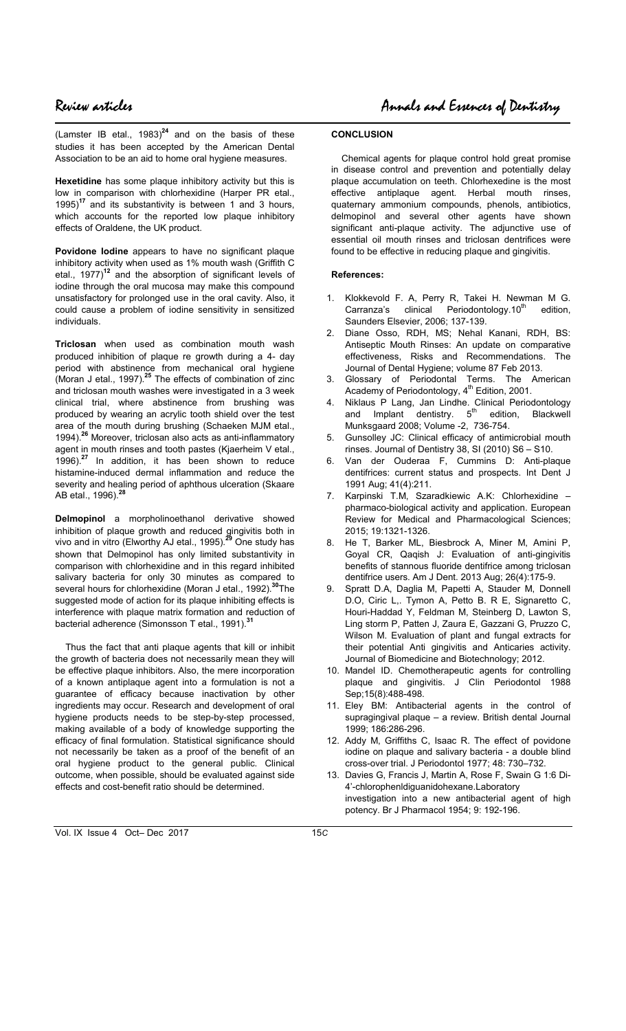(Lamster IB etal., 1983)[24] and on the basis of these studies it has been accepted by the American Dental Association to be an aid to home oral hygiene measures.

**Hexetidine** has some plaque inhibitory activity but this is low in comparison with chlorhexidine (Harper PR etal., 1995)[17] and its substantivity is between 1 and 3 hours, which accounts for the reported low plaque inhibitory effects of Oraldene, the UK product.

**Povidone Iodine** appears to have no significant plaque inhibitory activity when used as 1% mouth wash (Griffith C etal., 1977)[12] and the absorption of significant levels of iodine through the oral mucosa may make this compound unsatisfactory for prolonged use in the oral cavity. Also, it could cause a problem of iodine sensitivity in sensitized individuals.

**Triclosan** when used as combination mouth wash produced inhibition of plaque re growth during a 4- day period with abstinence from mechanical oral hygiene (Moran J etal., 1997).[25] The effects of combination of zinc and triclosan mouth washes were investigated in a 3 week clinical trial, where abstinence from brushing was produced by wearing an acrylic tooth shield over the test area of the mouth during brushing (Schaeken MJM etal., 1994).[26] Moreover, triclosan also acts as anti-inflammatory agent in mouth rinses and tooth pastes (Kjaerheim V etal., 1996).[27] In addition, it has been shown to reduce histamine-induced dermal inflammation and reduce the severity and healing period of aphthous ulceration (Skaare AB etal., 1996).[28]

**Delmopinol** a morpholinoethanol derivative showed inhibition of plaque growth and reduced gingivitis both in vivo and in vitro (Elworthy AJ etal., 1995).[29] One study has shown that Delmopinol has only limited substantivity in comparison with chlorhexidine and in this regard inhibited salivary bacteria for only 30 minutes as compared to several hours for chlorhexidine (Moran J etal., 1992).[30] The suggested mode of action for its plaque inhibiting effects is interference with plaque matrix formation and reduction of bacterial adherence (Simonsson T etal., 1991).[31]

Thus the fact that anti plaque agents that kill or inhibit the growth of bacteria does not necessarily mean they will be effective plaque inhibitors. Also, the mere incorporation of a known antiplaque agent into a formulation is not a guarantee of efficacy because inactivation by other ingredients may occur. Research and development of oral hygiene products needs to be step-by-step processed, making available of a body of knowledge supporting the efficacy of final formulation. Statistical significance should not necessarily be taken as a proof of the benefit of an oral hygiene product to the general public. Clinical outcome, when possible, should be evaluated against side effects and cost-benefit ratio should be determined.

## CONCLUSION

Chemical agents for plaque control hold great promise in disease control and prevention and potentially delay plaque accumulation on teeth. Chlorhexedine is the most effective antiplaque agent. Herbal mouth rinses, quaternary ammonium compounds, phenols, antibiotics, delmopinol and several other agents have shown significant anti-plaque activity. The adjunctive use of essential oil mouth rinses and triclosan dentrifices were found to be effective in reducing plaque and gingivitis.

### References:

1. Klokkevold F. A, Perry R, Takei H. Newman M G. Carranza's clinical Periodontology.10th edition, Saunders Elsevier, 2006; 137-139.
2. Diane Osso, RDH, MS; Nehal Kanani, RDH, BS: Antiseptic Mouth Rinses: An update on comparative effectiveness, Risks and Recommendations. The Journal of Dental Hygiene; volume 87 Feb 2013.
3. Glossary of Periodontal Terms. The American Academy of Periodontology, 4th Edition, 2001.
4. Niklaus P Lang, Jan Lindhe. Clinical Periodontology and Implant dentistry. 5th edition, Blackwell Munksgaard 2008; Volume -2, 736-754.
5. Gunsolley JC: Clinical efficacy of antimicrobial mouth rinses. Journal of Dentistry 38, SI (2010) S6 – S10.
6. Van der Ouderaa F, Cummins D: Anti-plaque dentifrices: current status and prospects. Int Dent J 1991 Aug; 41(4):211.
7. Karpinski T.M, Szaradkiewic A.K: Chlorhexidine – pharmaco-biological activity and application. European Review for Medical and Pharmacological Sciences; 2015; 19:1321-1326.
8. He T, Barker ML, Biesbrock A, Miner M, Amini P, Goyal CR, Qaqish J: Evaluation of anti-gingivitis benefits of stannous fluoride dentifrice among triclosan dentifrice users. Am J Dent. 2013 Aug; 26(4):175-9.
9. Spratt D.A, Daglia M, Papetti A, Stauder M, Donnell D.O, Ciric L,. Tymon A, Petto B. R E, Signaretto C, Houri-Haddad Y, Feldman M, Steinberg D, Lawton S, Ling storm P, Patten J, Zaura E, Gazzani G, Pruzzo C, Wilson M. Evaluation of plant and fungal extracts for their potential Anti gingivitis and Anticaries activity. Journal of Biomedicine and Biotechnology; 2012.
10. Mandel ID. Chemotherapeutic agents for controlling plaque and gingivitis. J Clin Periodontol 1988 Sep;15(8):488-498.
11. Eley BM: Antibacterial agents in the control of supragingival plaque – a review. British dental Journal 1999; 186:286-296.
12. Addy M, Griffiths C, Isaac R. The effect of povidone iodine on plaque and salivary bacteria - a double blind cross-over trial. J Periodontol 1977; 48: 730–732.
13. Davies G, Francis J, Martin A, Rose F, Swain G 1:6 Di-4'-chlorophenldiguanidohexane.Laboratory investigation into a new antibacterial agent of high potency. Br J Pharmacol 1954; 9: 192-196.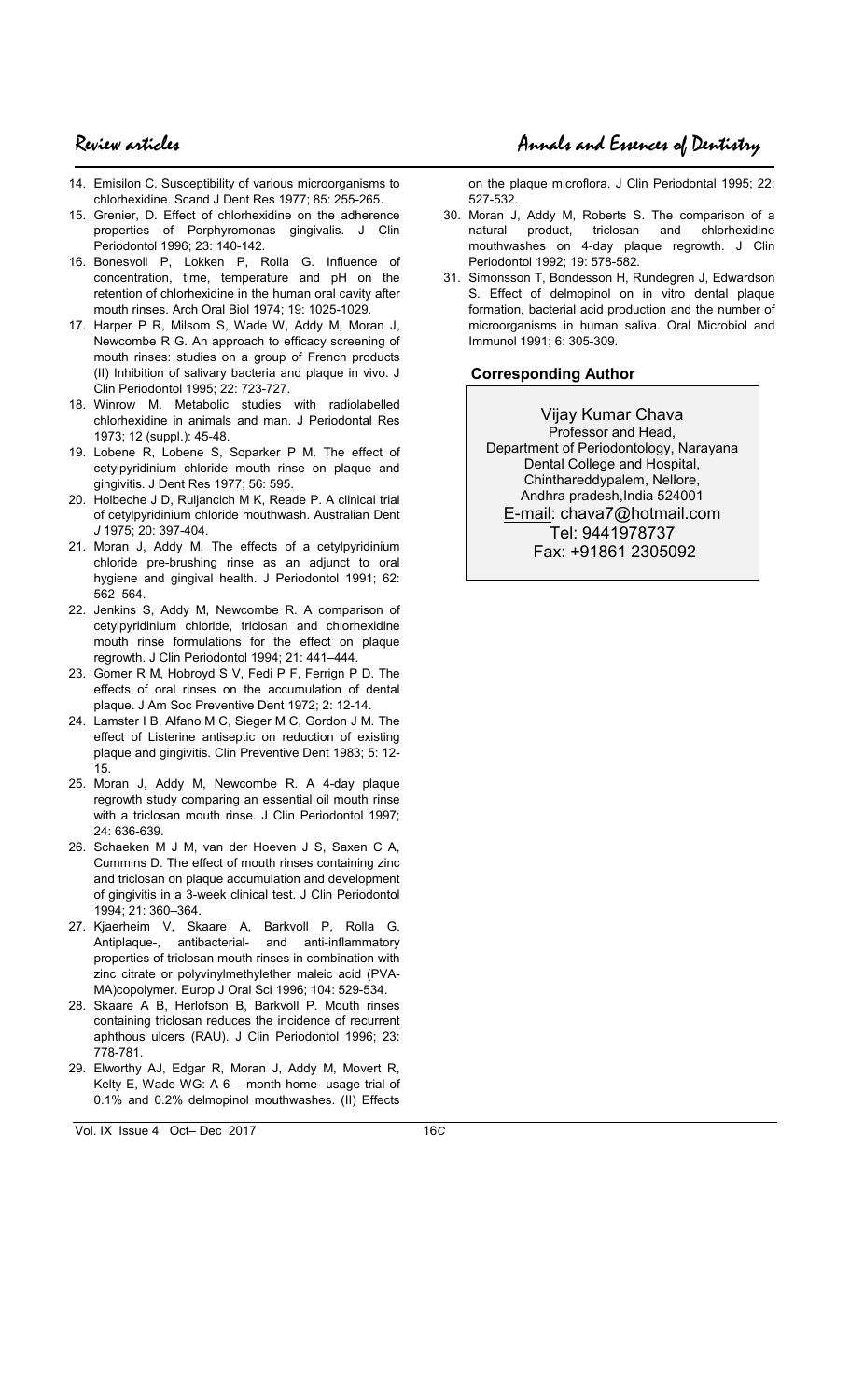14. Emisilon C. Susceptibility of various microorganisms to chlorhexidine. Scand J Dent Res 1977; 85: 255-265.
15. Grenier, D. Effect of chlorhexidine on the adherence properties of Porphyromonas gingivalis. J Clin Periodontol 1996; 23: 140-142.
16. Bonesvoll P, Lokken P, Rolla G. Influence of concentration, time, temperature and pH on the retention of chlorhexidine in the human oral cavity after mouth rinses. Arch Oral Biol 1974; 19: 1025-1029.
17. Harper P R, Milsom S, Wade W, Addy M, Moran J, Newcombe R G. An approach to efficacy screening of mouth rinses: studies on a group of French products (II) Inhibition of salivary bacteria and plaque in vivo. J Clin Periodontol 1995; 22: 723-727.
18. Winrow M. Metabolic studies with radiolabelled chlorhexidine in animals and man. J Periodontal Res 1973; 12 (suppl.): 45-48.
19. Lobene R, Lobene S, Soparker P M. The effect of cetylpyridinium chloride mouth rinse on plaque and gingivitis. J Dent Res 1977; 56: 595.
20. Holbeche J D, Ruljancich M K, Reade P. A clinical trial of cetylpyridinium chloride mouthwash. Australian Dent *J* 1975; 20: 397-404.
21. Moran J, Addy M. The effects of a cetylpyridinium chloride pre-brushing rinse as an adjunct to oral hygiene and gingival health. J Periodontol 1991; 62: 562–564.
22. Jenkins S, Addy M, Newcombe R. A comparison of cetylpyridinium chloride, triclosan and chlorhexidine mouth rinse formulations for the effect on plaque regrowth. J Clin Periodontol 1994; 21: 441–444.
23. Gomer R M, Hobroyd S V, Fedi P F, Ferrign P D. The effects of oral rinses on the accumulation of dental plaque. J Am Soc Preventive Dent 1972; 2: 12-14.
24. Lamster I B, Alfano M C, Sieger M C, Gordon J M. The effect of Listerine antiseptic on reduction of existing plaque and gingivitis. Clin Preventive Dent 1983; 5: 12-15.
25. Moran J, Addy M, Newcombe R. A 4-day plaque regrowth study comparing an essential oil mouth rinse with a triclosan mouth rinse. J Clin Periodontol 1997; 24: 636-639.
26. Schaeken M J M, van der Hoeven J S, Saxen C A, Cummins D. The effect of mouth rinses containing zinc and triclosan on plaque accumulation and development of gingivitis in a 3-week clinical test. J Clin Periodontol 1994; 21: 360–364.
27. Kjaerheim V, Skaare A, Barkvoll P, Rolla G. Antiplaque-, antibacterial- and anti-inflammatory properties of triclosan mouth rinses in combination with zinc citrate or polyvinylmethylether maleic acid (PVA-MA)copolymer. Europ J Oral Sci 1996; 104: 529-534.
28. Skaare A B, Herlofson B, Barkvoll P. Mouth rinses containing triclosan reduces the incidence of recurrent aphthous ulcers (RAU). J Clin Periodontol 1996; 23: 778-781.
29. Elworthy AJ, Edgar R, Moran J, Addy M, Movert R, Kelty E, Wade WG: A 6 – month home- usage trial of 0.1% and 0.2% delmopinol mouthwashes. (II) Effects on the plaque microflora. J Clin Periodontal 1995; 22: 527-532.
30. Moran J, Addy M, Roberts S. The comparison of a natural product, triclosan and chlorhexidine mouthwashes on 4-day plaque regrowth. J Clin Periodontol 1992; 19: 578-582.
31. Simonsson T, Bondesson H, Rundegren J, Edwardson S. Effect of delmopinol on in vitro dental plaque formation, bacterial acid production and the number of microorganisms in human saliva. Oral Microbiol and Immunol 1991; 6: 305-309.

### Corresponding Author

Vijay Kumar Chava  
Professor and Head,  
Department of Periodontology, Narayana Dental College and Hospital,  
Chinthareddypalem, Nellore,  
Andhra pradesh,India 524001  
E-mail: chava7@hotmail.com  
Tel: 9441978737  
Fax: +91861 2305092